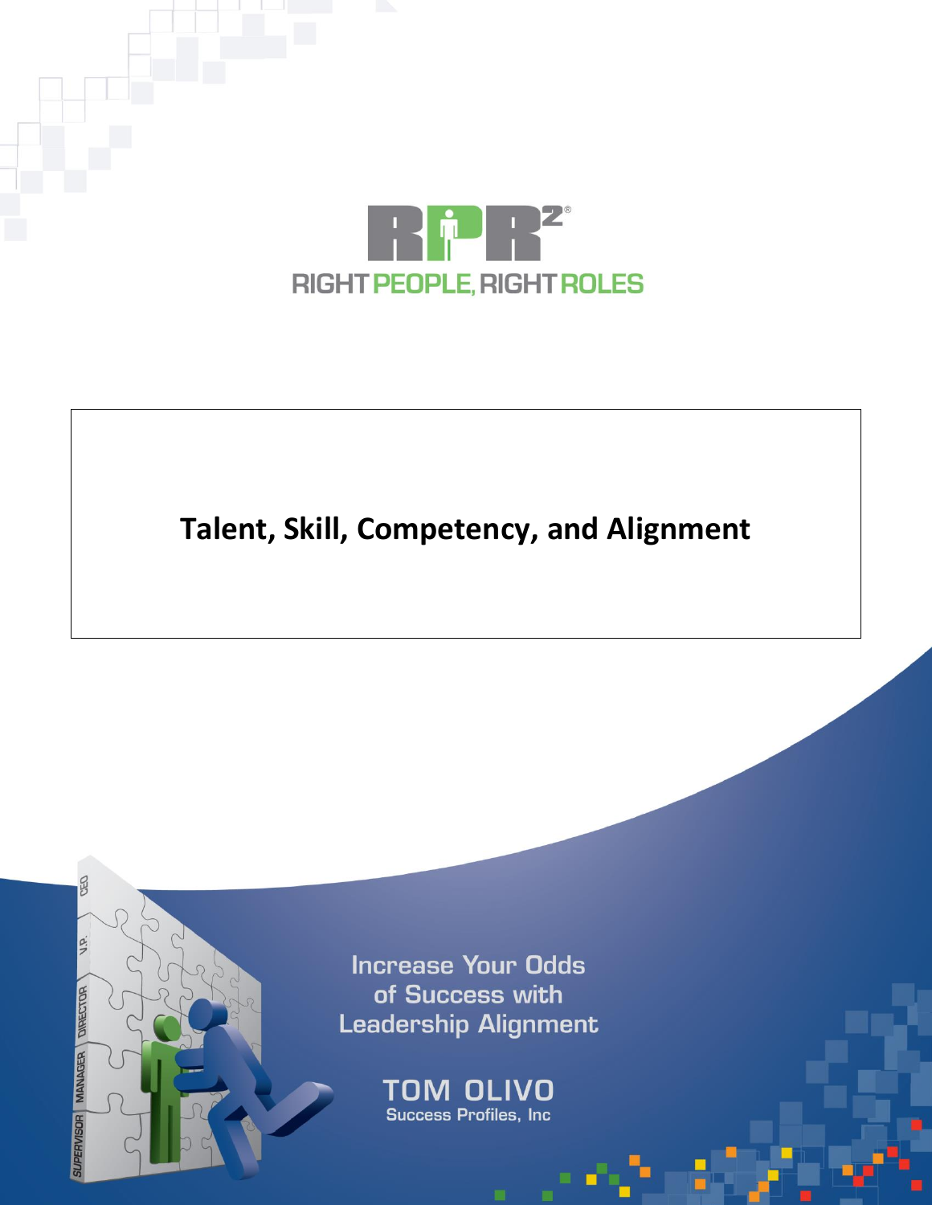RIGHT PEOPLE, RIGHT ROLES

# Talent, Skill, Competency, and Alignment

Increase Your Odds of Success with Leadership Alignment

TOM OLIVO

Success Profiles, Inc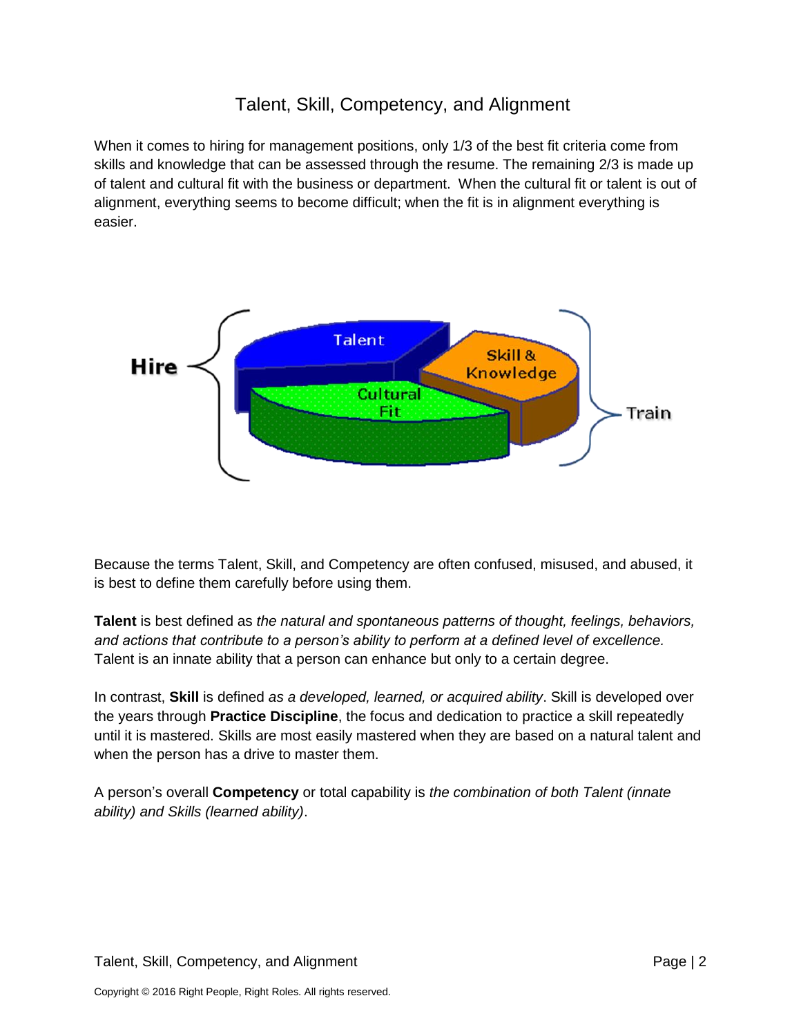# Talent, Skill, Competency, and Alignment

When it comes to hiring for management positions, only 1/3 of the best fit criteria come from skills and knowledge that can be assessed through the resume. The remaining 2/3 is made up of talent and cultural fit with the business or department. When the cultural fit or talent is out of alignment, everything seems to become difficult; when the fit is in alignment everything is easier.

Because the terms Talent, Skill, and Competency are often confused, misused, and abused, it is best to define them carefully before using them.

**Talent** is best defined as *the natural and spontaneous patterns of thought, feelings, behaviors, and actions that contribute to a person's ability to perform at a defined level of excellence.* Talent is an innate ability that a person can enhance but only to a certain degree.

In contrast, **Skill** is defined *as a developed, learned, or acquired ability*. Skill is developed over the years through **Practice Discipline**, the focus and dedication to practice a skill repeatedly until it is mastered. Skills are most easily mastered when they are based on a natural talent and when the person has a drive to master them.

A person's overall **Competency** or total capability is *the combination of both Talent (innate ability) and Skills (learned ability)*.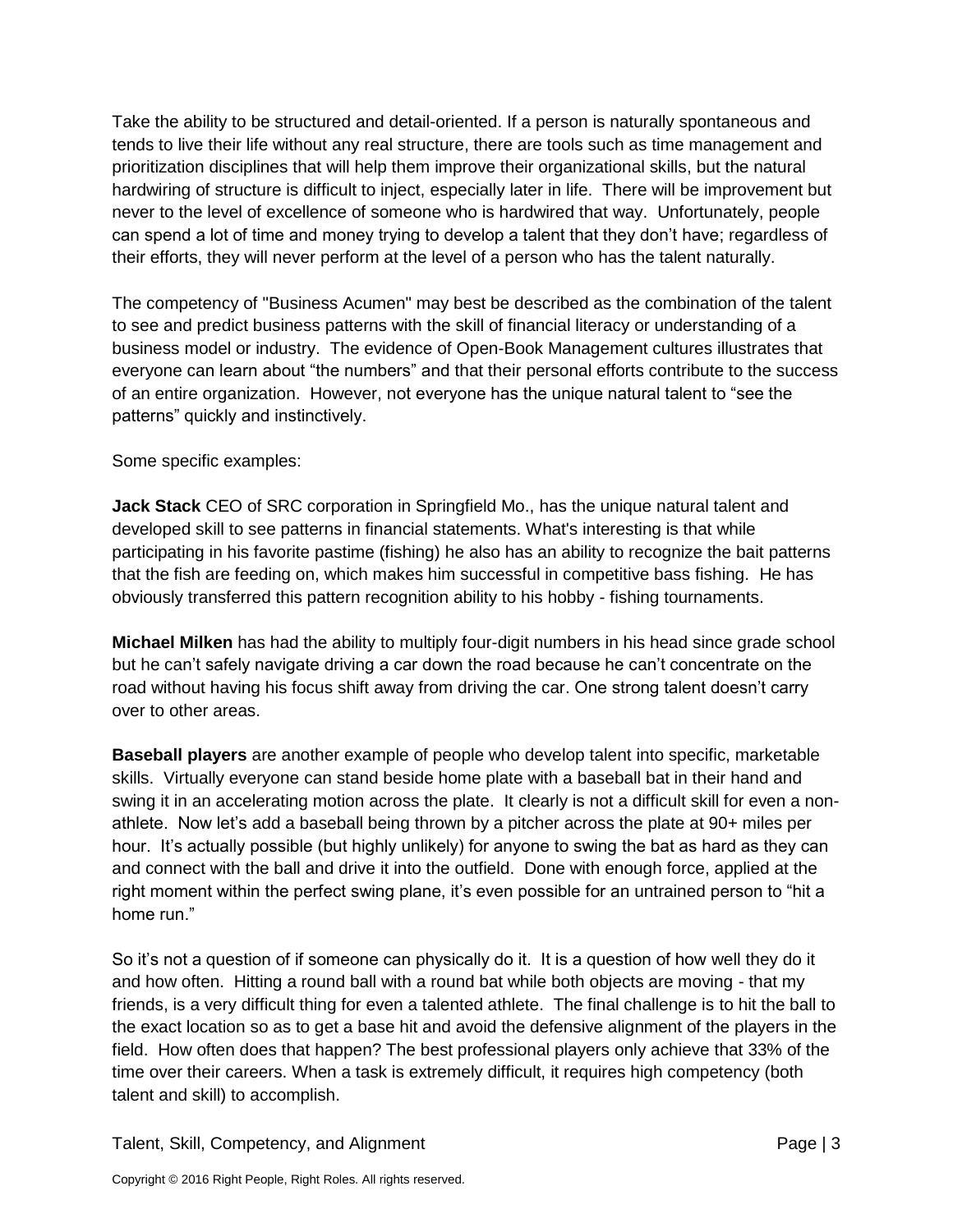Take the ability to be structured and detail-oriented. If a person is naturally spontaneous and tends to live their life without any real structure, there are tools such as time management and prioritization disciplines that will help them improve their organizational skills, but the natural hardwiring of structure is difficult to inject, especially later in life. There will be improvement but never to the level of excellence of someone who is hardwired that way. Unfortunately, people can spend a lot of time and money trying to develop a talent that they don't have; regardless of their efforts, they will never perform at the level of a person who has the talent naturally.

The competency of "Business Acumen" may best be described as the combination of the talent to see and predict business patterns with the skill of financial literacy or understanding of a business model or industry. The evidence of Open-Book Management cultures illustrates that everyone can learn about "the numbers" and that their personal efforts contribute to the success of an entire organization. However, not everyone has the unique natural talent to "see the patterns" quickly and instinctively.

Some specific examples:

**Jack Stack** CEO of SRC corporation in Springfield Mo., has the unique natural talent and developed skill to see patterns in financial statements. What's interesting is that while participating in his favorite pastime (fishing) he also has an ability to recognize the bait patterns that the fish are feeding on, which makes him successful in competitive bass fishing. He has obviously transferred this pattern recognition ability to his hobby - fishing tournaments.

**Michael Milken** has had the ability to multiply four-digit numbers in his head since grade school but he can't safely navigate driving a car down the road because he can't concentrate on the road without having his focus shift away from driving the car. One strong talent doesn't carry over to other areas.

**Baseball players** are another example of people who develop talent into specific, marketable skills. Virtually everyone can stand beside home plate with a baseball bat in their hand and swing it in an accelerating motion across the plate. It clearly is not a difficult skill for even a non-athlete. Now let's add a baseball being thrown by a pitcher across the plate at 90+ miles per hour. It's actually possible (but highly unlikely) for anyone to swing the bat as hard as they can and connect with the ball and drive it into the outfield. Done with enough force, applied at the right moment within the perfect swing plane, it's even possible for an untrained person to "hit a home run."

So it's not a question of if someone can physically do it. It is a question of how well they do it and how often. Hitting a round ball with a round bat while both objects are moving - that my friends, is a very difficult thing for even a talented athlete. The final challenge is to hit the ball to the exact location so as to get a base hit and avoid the defensive alignment of the players in the field. How often does that happen? The best professional players only achieve that 33% of the time over their careers. When a task is extremely difficult, it requires high competency (both talent and skill) to accomplish.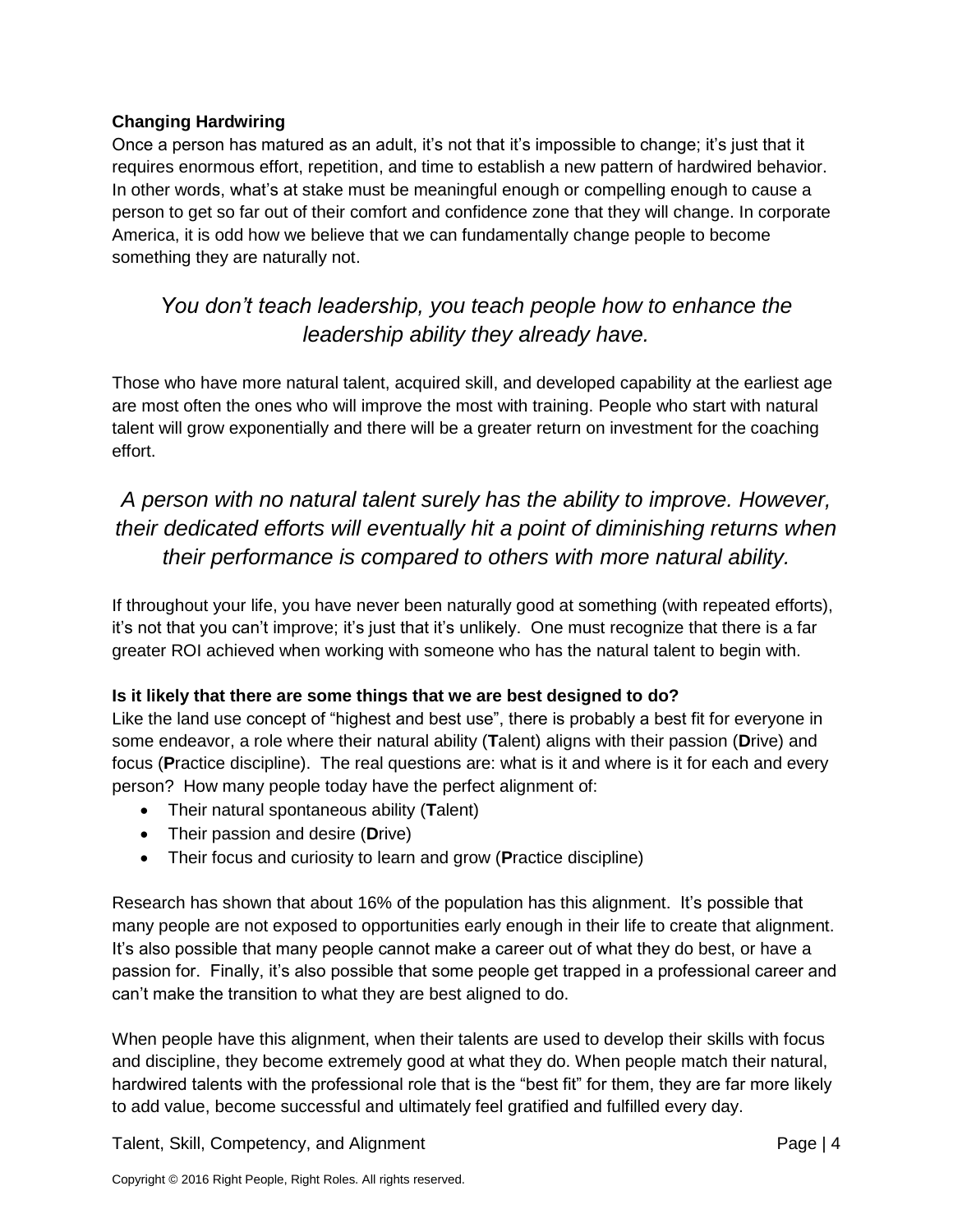**Changing Hardwiring**

Once a person has matured as an adult, it's not that it's impossible to change; it's just that it requires enormous effort, repetition, and time to establish a new pattern of hardwired behavior. In other words, what's at stake must be meaningful enough or compelling enough to cause a person to get so far out of their comfort and confidence zone that they will change. In corporate America, it is odd how we believe that we can fundamentally change people to become something they are naturally not.

*You don't teach leadership, you teach people how to enhance the leadership ability they already have.*

Those who have more natural talent, acquired skill, and developed capability at the earliest age are most often the ones who will improve the most with training. People who start with natural talent will grow exponentially and there will be a greater return on investment for the coaching effort.

*A person with no natural talent surely has the ability to improve. However, their dedicated efforts will eventually hit a point of diminishing returns when their performance is compared to others with more natural ability.*

If throughout your life, you have never been naturally good at something (with repeated efforts), it's not that you can't improve; it's just that it's unlikely. One must recognize that there is a far greater ROI achieved when working with someone who has the natural talent to begin with.

**Is it likely that there are some things that we are best designed to do?**

Like the land use concept of "highest and best use", there is probably a best fit for everyone in some endeavor, a role where their natural ability (**T**alent) aligns with their passion (**D**rive) and focus (**P**ractice discipline). The real questions are: what is it and where is it for each and every person? How many people today have the perfect alignment of:

- Their natural spontaneous ability (**T**alent)
- Their passion and desire (**D**rive)
- Their focus and curiosity to learn and grow (**P**ractice discipline)

Research has shown that about 16% of the population has this alignment. It's possible that many people are not exposed to opportunities early enough in their life to create that alignment. It's also possible that many people cannot make a career out of what they do best, or have a passion for. Finally, it's also possible that some people get trapped in a professional career and can't make the transition to what they are best aligned to do.

When people have this alignment, when their talents are used to develop their skills with focus and discipline, they become extremely good at what they do. When people match their natural, hardwired talents with the professional role that is the "best fit" for them, they are far more likely to add value, become successful and ultimately feel gratified and fulfilled every day.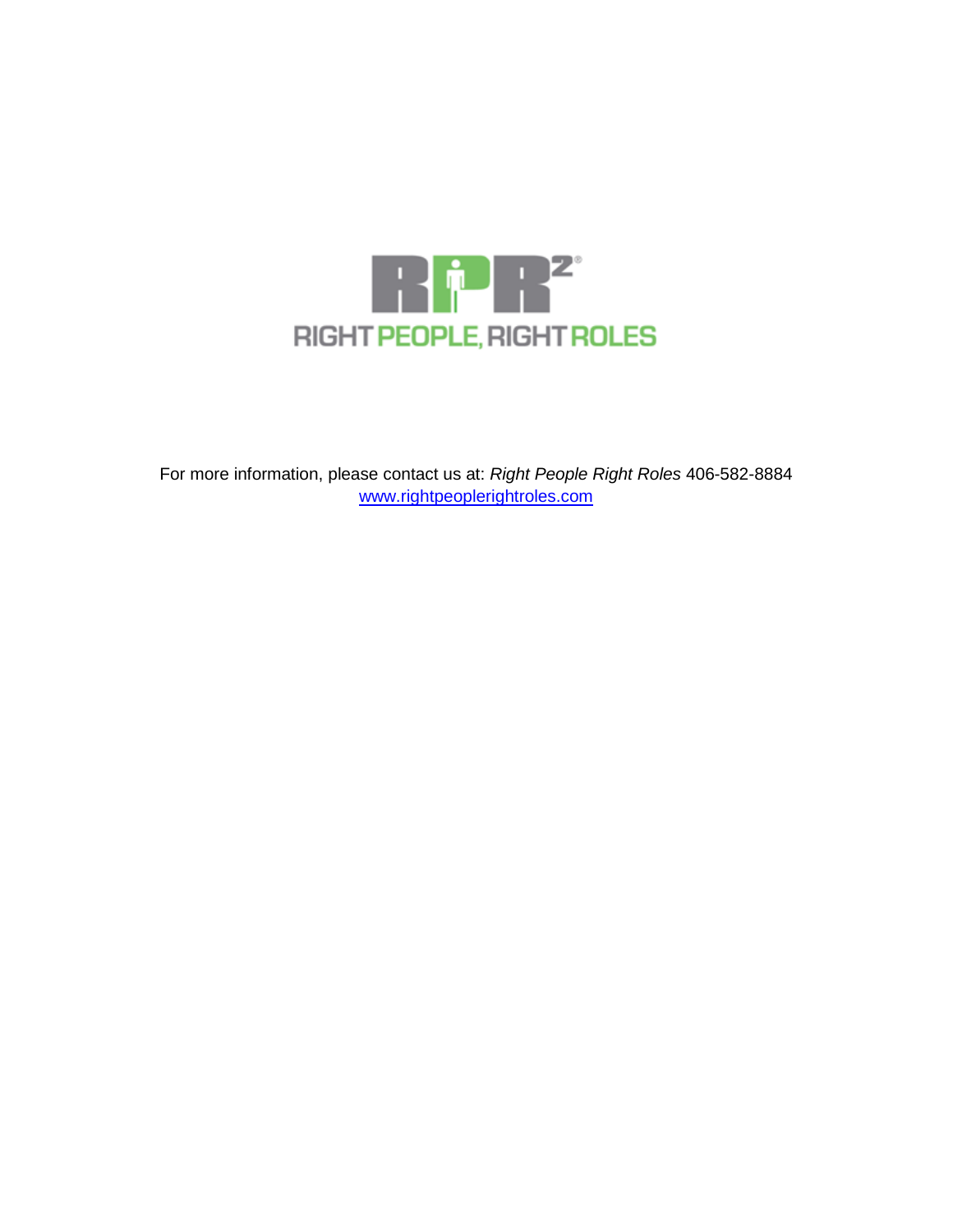RPR²®

RIGHT PEOPLE, RIGHT ROLES

For more information, please contact us at: *Right People Right Roles* 406-582-8884
[www.rightpeoplerightroles.com](http://www.rightpeoplerightroles.com)